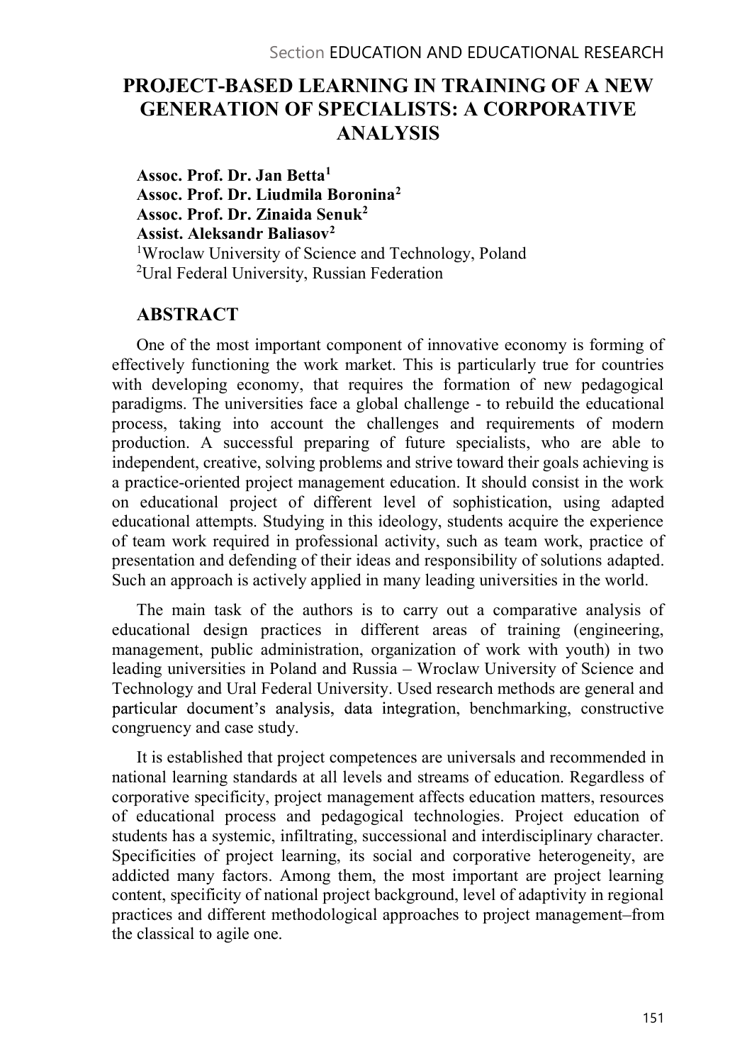# PROJECT-BASED LEARNING IN TRAINING OF A NEW GENERATION OF SPECIALISTS: A CORPORATIVE ANALYSIS

**Assoc. Prof. Dr. Jan Betta[1]**
**Assoc. Prof. Dr. Liudmila Boronina[2]**
**Assoc. Prof. Dr. Zinaida Senuk[2]**
**Assist. Aleksandr Baliasov[2]**
[1]Wroclaw University of Science and Technology, Poland
[2]Ural Federal University, Russian Federation

## ABSTRACT

One of the most important component of innovative economy is forming of effectively functioning the work market. This is particularly true for countries with developing economy, that requires the formation of new pedagogical paradigms. The universities face a global challenge - to rebuild the educational process, taking into account the challenges and requirements of modern production. A successful preparing of future specialists, who are able to independent, creative, solving problems and strive toward their goals achieving is a practice-oriented project management education. It should consist in the work on educational project of different level of sophistication, using adapted educational attempts. Studying in this ideology, students acquire the experience of team work required in professional activity, such as team work, practice of presentation and defending of their ideas and responsibility of solutions adapted. Such an approach is actively applied in many leading universities in the world.

The main task of the authors is to carry out a comparative analysis of educational design practices in different areas of training (engineering, management, public administration, organization of work with youth) in two leading universities in Poland and Russia – Wroclaw University of Science and Technology and Ural Federal University. Used research methods are general and particular document's analysis, data integration, benchmarking, constructive congruency and case study.

It is established that project competences are universals and recommended in national learning standards at all levels and streams of education. Regardless of corporative specificity, project management affects education matters, resources of educational process and pedagogical technologies. Project education of students has a systemic, infiltrating, successional and interdisciplinary character. Specificities of project learning, its social and corporative heterogeneity, are addicted many factors. Among them, the most important are project learning content, specificity of national project background, level of adaptivity in regional practices and different methodological approaches to project management–from the classical to agile one.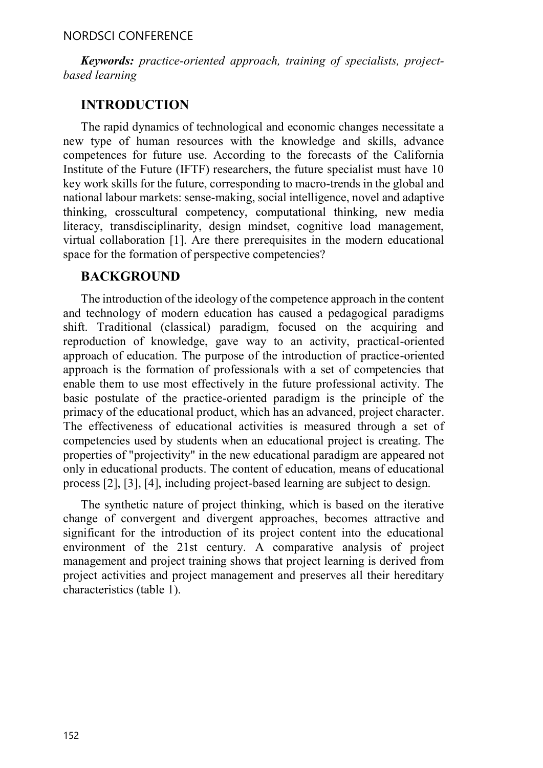***Keywords:*** *practice-oriented approach, training of specialists, project-based learning*

## INTRODUCTION

The rapid dynamics of technological and economic changes necessitate a new type of human resources with the knowledge and skills, advance competences for future use. According to the forecasts of the California Institute of the Future (IFTF) researchers, the future specialist must have 10 key work skills for the future, corresponding to macro-trends in the global and national labour markets: sense-making, social intelligence, novel and adaptive thinking, crosscultural competency, computational thinking, new media literacy, transdisciplinarity, design mindset, cognitive load management, virtual collaboration [1]. Are there prerequisites in the modern educational space for the formation of perspective competencies?

## BACKGROUND

The introduction of the ideology of the competence approach in the content and technology of modern education has caused a pedagogical paradigms shift. Traditional (classical) paradigm, focused on the acquiring and reproduction of knowledge, gave way to an activity, practical-oriented approach of education. The purpose of the introduction of practice-oriented approach is the formation of professionals with a set of competencies that enable them to use most effectively in the future professional activity. The basic postulate of the practice-oriented paradigm is the principle of the primacy of the educational product, which has an advanced, project character. The effectiveness of educational activities is measured through a set of competencies used by students when an educational project is creating. The properties of "projectivity" in the new educational paradigm are appeared not only in educational products. The content of education, means of educational process [2], [3], [4], including project-based learning are subject to design.

The synthetic nature of project thinking, which is based on the iterative change of convergent and divergent approaches, becomes attractive and significant for the introduction of its project content into the educational environment of the 21st century. A comparative analysis of project management and project training shows that project learning is derived from project activities and project management and preserves all their hereditary characteristics (table 1).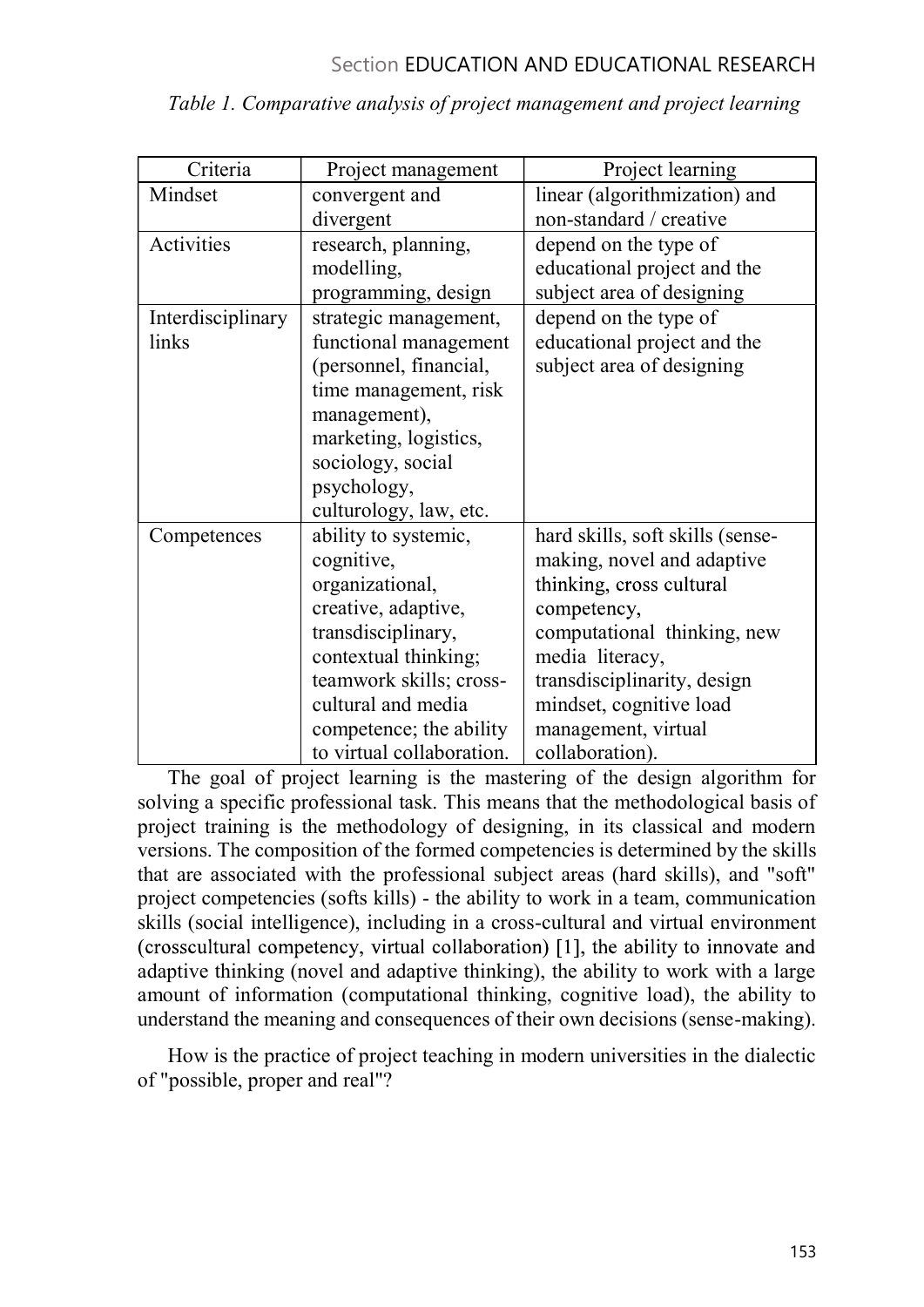*Table 1. Comparative analysis of project management and project learning*

| Criteria | Project management | Project learning |
|---|---|---|
| Mindset | convergent and divergent | linear (algorithmization) and non-standard / creative |
| Activities | research, planning, modelling, programming, design | depend on the type of educational project and the subject area of designing |
| Interdisciplinary links | strategic management, functional management (personnel, financial, time management, risk management), marketing, logistics, sociology, social psychology, culturology, law, etc. | depend on the type of educational project and the subject area of designing |
| Competences | ability to systemic, cognitive, organizational, creative, adaptive, transdisciplinary, contextual thinking; teamwork skills; cross-cultural and media competence; the ability to virtual collaboration. | hard skills, soft skills (sense-making, novel and adaptive thinking, cross cultural competency, computational thinking, new media literacy, transdisciplinarity, design mindset, cognitive load management, virtual collaboration). |

The goal of project learning is the mastering of the design algorithm for solving a specific professional task. This means that the methodological basis of project training is the methodology of designing, in its classical and modern versions. The composition of the formed competencies is determined by the skills that are associated with the professional subject areas (hard skills), and "soft" project competencies (softs kills) - the ability to work in a team, communication skills (social intelligence), including in a cross-cultural and virtual environment (crosscultural competency, virtual collaboration) [1], the ability to innovate and adaptive thinking (novel and adaptive thinking), the ability to work with a large amount of information (computational thinking, cognitive load), the ability to understand the meaning and consequences of their own decisions (sense-making).

How is the practice of project teaching in modern universities in the dialectic of "possible, proper and real"?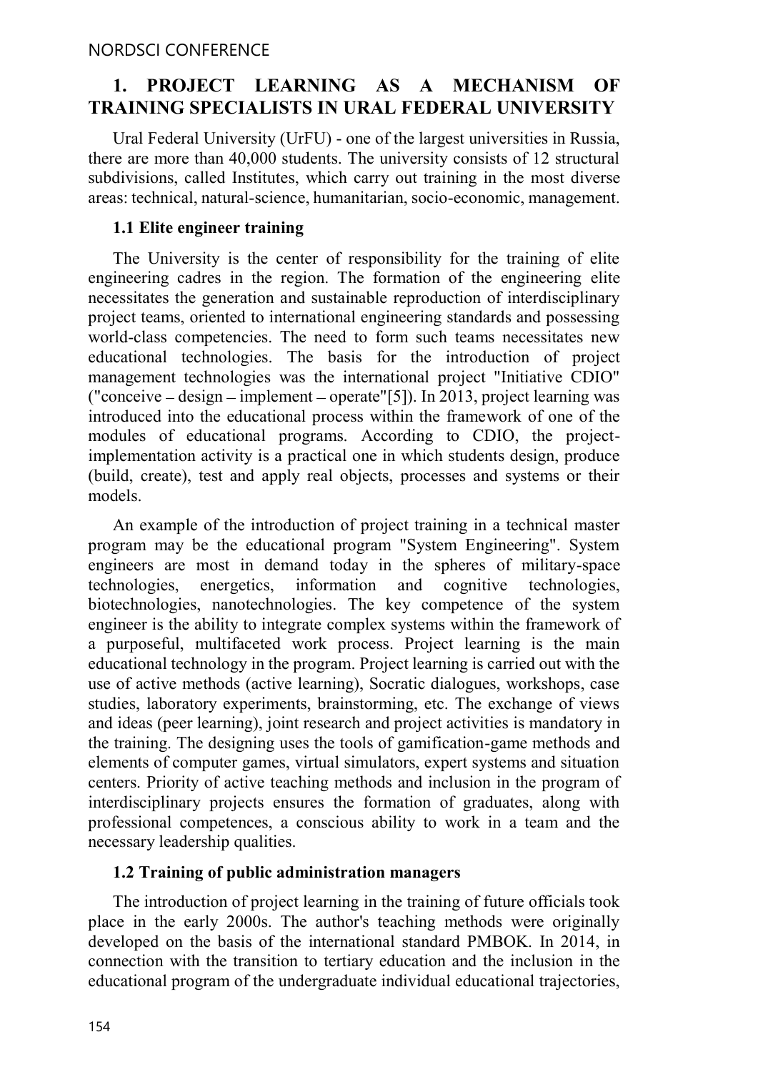## 1. PROJECT LEARNING AS A MECHANISM OF TRAINING SPECIALISTS IN URAL FEDERAL UNIVERSITY

Ural Federal University (UrFU) - one of the largest universities in Russia, there are more than 40,000 students. The university consists of 12 structural subdivisions, called Institutes, which carry out training in the most diverse areas: technical, natural-science, humanitarian, socio-economic, management.

### 1.1 Elite engineer training

The University is the center of responsibility for the training of elite engineering cadres in the region. The formation of the engineering elite necessitates the generation and sustainable reproduction of interdisciplinary project teams, oriented to international engineering standards and possessing world-class competencies. The need to form such teams necessitates new educational technologies. The basis for the introduction of project management technologies was the international project "Initiative CDIO" ("conceive – design – implement – operate"[5]). In 2013, project learning was introduced into the educational process within the framework of one of the modules of educational programs. According to CDIO, the project-implementation activity is a practical one in which students design, produce (build, create), test and apply real objects, processes and systems or their models.

An example of the introduction of project training in a technical master program may be the educational program "System Engineering". System engineers are most in demand today in the spheres of military-space technologies, energetics, information and cognitive technologies, biotechnologies, nanotechnologies. The key competence of the system engineer is the ability to integrate complex systems within the framework of a purposeful, multifaceted work process. Project learning is the main educational technology in the program. Project learning is carried out with the use of active methods (active learning), Socratic dialogues, workshops, case studies, laboratory experiments, brainstorming, etc. The exchange of views and ideas (peer learning), joint research and project activities is mandatory in the training. The designing uses the tools of gamification-game methods and elements of computer games, virtual simulators, expert systems and situation centers. Priority of active teaching methods and inclusion in the program of interdisciplinary projects ensures the formation of graduates, along with professional competences, a conscious ability to work in a team and the necessary leadership qualities.

### 1.2 Training of public administration managers

The introduction of project learning in the training of future officials took place in the early 2000s. The author's teaching methods were originally developed on the basis of the international standard PMBOK. In 2014, in connection with the transition to tertiary education and the inclusion in the educational program of the undergraduate individual educational trajectories,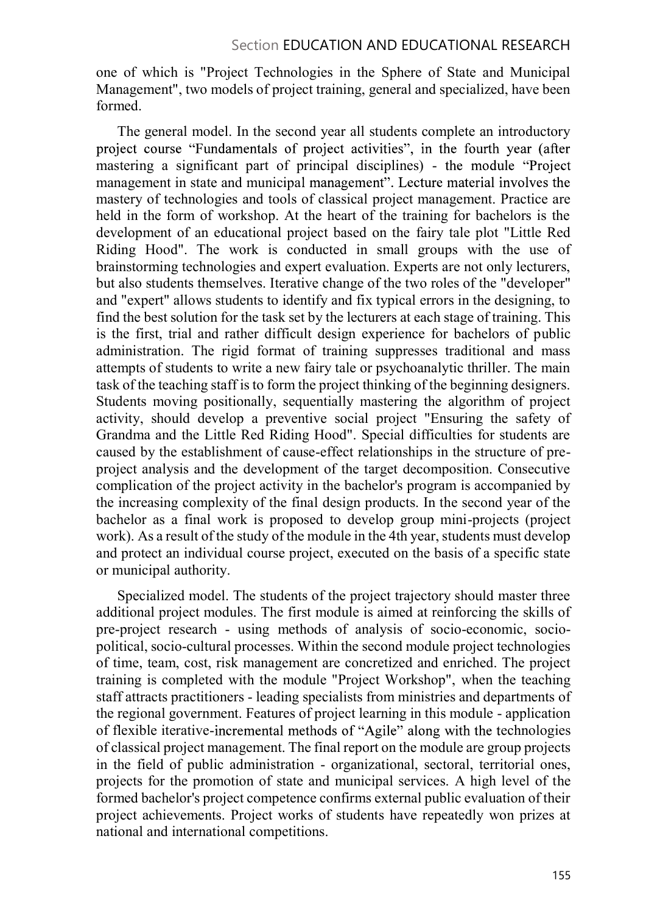one of which is "Project Technologies in the Sphere of State and Municipal Management", two models of project training, general and specialized, have been formed.

The general model. In the second year all students complete an introductory project course "Fundamentals of project activities", in the fourth year (after mastering a significant part of principal disciplines) - the module "Project management in state and municipal management". Lecture material involves the mastery of technologies and tools of classical project management. Practice are held in the form of workshop. At the heart of the training for bachelors is the development of an educational project based on the fairy tale plot "Little Red Riding Hood". The work is conducted in small groups with the use of brainstorming technologies and expert evaluation. Experts are not only lecturers, but also students themselves. Iterative change of the two roles of the "developer" and "expert" allows students to identify and fix typical errors in the designing, to find the best solution for the task set by the lecturers at each stage of training. This is the first, trial and rather difficult design experience for bachelors of public administration. The rigid format of training suppresses traditional and mass attempts of students to write a new fairy tale or psychoanalytic thriller. The main task of the teaching staff is to form the project thinking of the beginning designers. Students moving positionally, sequentially mastering the algorithm of project activity, should develop a preventive social project "Ensuring the safety of Grandma and the Little Red Riding Hood". Special difficulties for students are caused by the establishment of cause-effect relationships in the structure of pre-project analysis and the development of the target decomposition. Consecutive complication of the project activity in the bachelor's program is accompanied by the increasing complexity of the final design products. In the second year of the bachelor as a final work is proposed to develop group mini-projects (project work). As a result of the study of the module in the 4th year, students must develop and protect an individual course project, executed on the basis of a specific state or municipal authority.

Specialized model. The students of the project trajectory should master three additional project modules. The first module is aimed at reinforcing the skills of pre-project research - using methods of analysis of socio-economic, socio-political, socio-cultural processes. Within the second module project technologies of time, team, cost, risk management are concretized and enriched. The project training is completed with the module "Project Workshop", when the teaching staff attracts practitioners - leading specialists from ministries and departments of the regional government. Features of project learning in this module - application of flexible iterative-incremental methods of "Agile" along with the technologies of classical project management. The final report on the module are group projects in the field of public administration - organizational, sectoral, territorial ones, projects for the promotion of state and municipal services. A high level of the formed bachelor's project competence confirms external public evaluation of their project achievements. Project works of students have repeatedly won prizes at national and international competitions.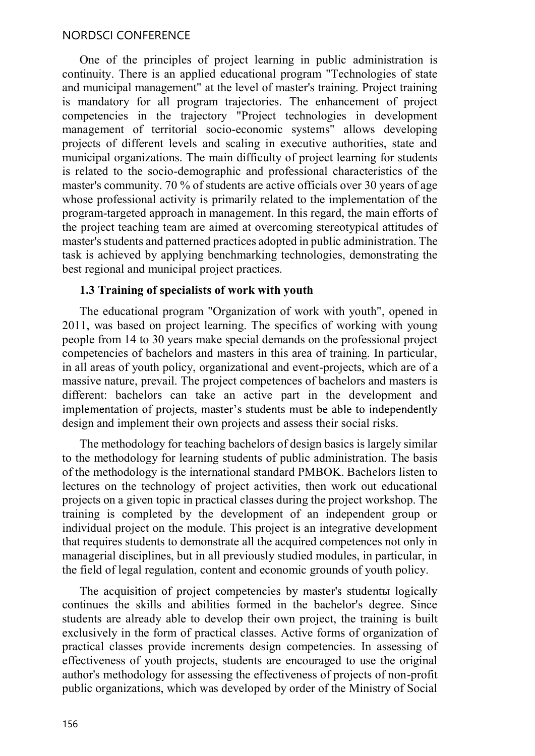One of the principles of project learning in public administration is continuity. There is an applied educational program "Technologies of state and municipal management" at the level of master's training. Project training is mandatory for all program trajectories. The enhancement of project competencies in the trajectory "Project technologies in development management of territorial socio-economic systems" allows developing projects of different levels and scaling in executive authorities, state and municipal organizations. The main difficulty of project learning for students is related to the socio-demographic and professional characteristics of the master's community. 70 % of students are active officials over 30 years of age whose professional activity is primarily related to the implementation of the program-targeted approach in management. In this regard, the main efforts of the project teaching team are aimed at overcoming stereotypical attitudes of master's students and patterned practices adopted in public administration. The task is achieved by applying benchmarking technologies, demonstrating the best regional and municipal project practices.

### 1.3 Training of specialists of work with youth

The educational program "Organization of work with youth", opened in 2011, was based on project learning. The specifics of working with young people from 14 to 30 years make special demands on the professional project competencies of bachelors and masters in this area of training. In particular, in all areas of youth policy, organizational and event-projects, which are of a massive nature, prevail. The project competences of bachelors and masters is different: bachelors can take an active part in the development and implementation of projects, master's students must be able to independently design and implement their own projects and assess their social risks.

The methodology for teaching bachelors of design basics is largely similar to the methodology for learning students of public administration. The basis of the methodology is the international standard PMBOK. Bachelors listen to lectures on the technology of project activities, then work out educational projects on a given topic in practical classes during the project workshop. The training is completed by the development of an independent group or individual project on the module. This project is an integrative development that requires students to demonstrate all the acquired competences not only in managerial disciplines, but in all previously studied modules, in particular, in the field of legal regulation, content and economic grounds of youth policy.

The acquisition of project competencies by master's studentы logically continues the skills and abilities formed in the bachelor's degree. Since students are already able to develop their own project, the training is built exclusively in the form of practical classes. Active forms of organization of practical classes provide increments design competencies. In assessing of effectiveness of youth projects, students are encouraged to use the original author's methodology for assessing the effectiveness of projects of non-profit public organizations, which was developed by order of the Ministry of Social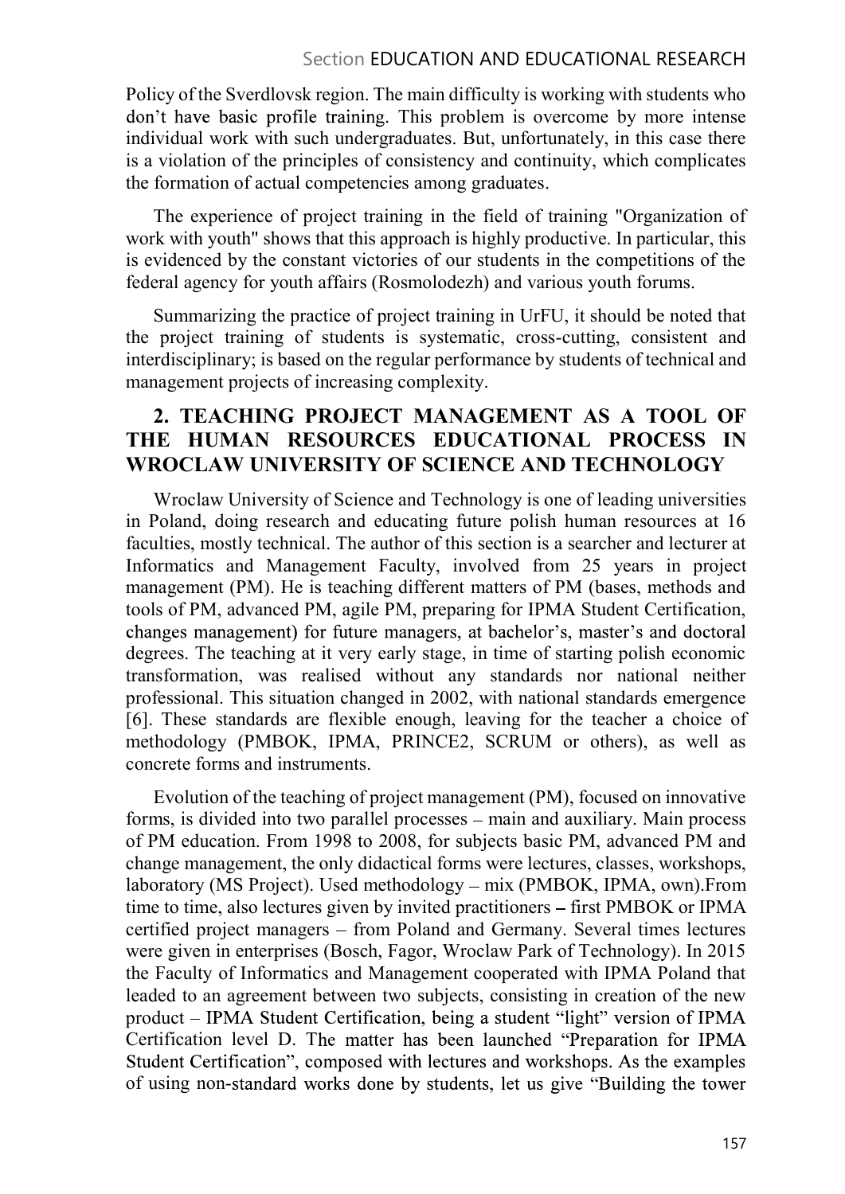Policy of the Sverdlovsk region. The main difficulty is working with students who don't have basic profile training. This problem is overcome by more intense individual work with such undergraduates. But, unfortunately, in this case there is a violation of the principles of consistency and continuity, which complicates the formation of actual competencies among graduates.

The experience of project training in the field of training "Organization of work with youth" shows that this approach is highly productive. In particular, this is evidenced by the constant victories of our students in the competitions of the federal agency for youth affairs (Rosmolodezh) and various youth forums.

Summarizing the practice of project training in UrFU, it should be noted that the project training of students is systematic, cross-cutting, consistent and interdisciplinary; is based on the regular performance by students of technical and management projects of increasing complexity.

## 2. TEACHING PROJECT MANAGEMENT AS A TOOL OF THE HUMAN RESOURCES EDUCATIONAL PROCESS IN WROCLAW UNIVERSITY OF SCIENCE AND TECHNOLOGY

Wroclaw University of Science and Technology is one of leading universities in Poland, doing research and educating future polish human resources at 16 faculties, mostly technical. The author of this section is a searcher and lecturer at Informatics and Management Faculty, involved from 25 years in project management (PM). He is teaching different matters of PM (bases, methods and tools of PM, advanced PM, agile PM, preparing for IPMA Student Certification, changes management) for future managers, at bachelor's, master's and doctoral degrees. The teaching at it very early stage, in time of starting polish economic transformation, was realised without any standards nor national neither professional. This situation changed in 2002, with national standards emergence [6]. These standards are flexible enough, leaving for the teacher a choice of methodology (PMBOK, IPMA, PRINCE2, SCRUM or others), as well as concrete forms and instruments.

Evolution of the teaching of project management (PM), focused on innovative forms, is divided into two parallel processes – main and auxiliary. Main process of PM education. From 1998 to 2008, for subjects basic PM, advanced PM and change management, the only didactical forms were lectures, classes, workshops, laboratory (MS Project). Used methodology – mix (PMBOK, IPMA, own).From time to time, also lectures given by invited practitioners – first PMBOK or IPMA certified project managers – from Poland and Germany. Several times lectures were given in enterprises (Bosch, Fagor, Wroclaw Park of Technology). In 2015 the Faculty of Informatics and Management cooperated with IPMA Poland that leaded to an agreement between two subjects, consisting in creation of the new product – IPMA Student Certification, being a student "light" version of IPMA Certification level D. The matter has been launched "Preparation for IPMA Student Certification", composed with lectures and workshops. As the examples of using non-standard works done by students, let us give "Building the tower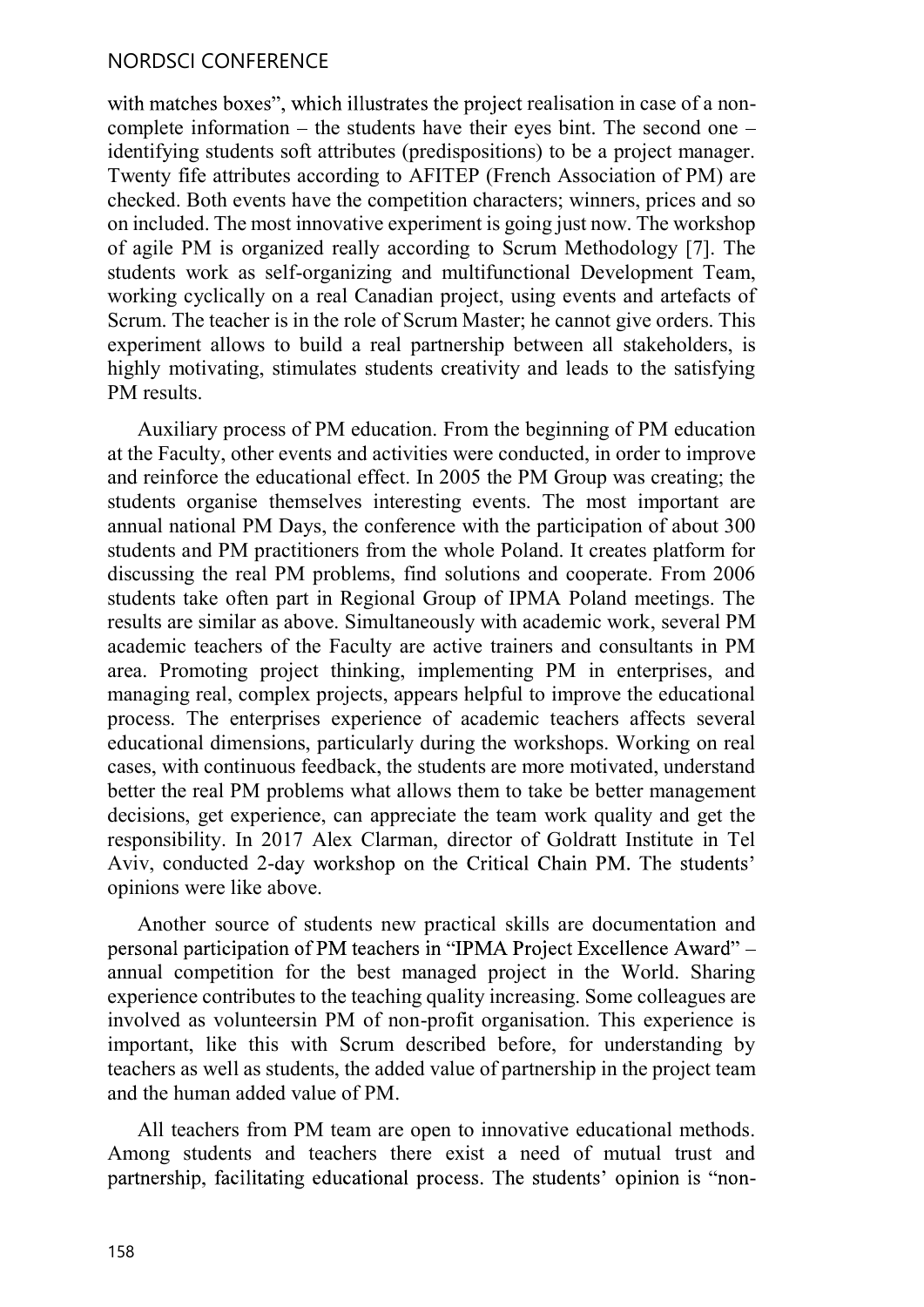with matches boxes", which illustrates the project realisation in case of a non-complete information – the students have their eyes bint. The second one – identifying students soft attributes (predispositions) to be a project manager. Twenty fife attributes according to AFITEP (French Association of PM) are checked. Both events have the competition characters; winners, prices and so on included. The most innovative experiment is going just now. The workshop of agile PM is organized really according to Scrum Methodology [7]. The students work as self-organizing and multifunctional Development Team, working cyclically on a real Canadian project, using events and artefacts of Scrum. The teacher is in the role of Scrum Master; he cannot give orders. This experiment allows to build a real partnership between all stakeholders, is highly motivating, stimulates students creativity and leads to the satisfying PM results.

Auxiliary process of PM education. From the beginning of PM education at the Faculty, other events and activities were conducted, in order to improve and reinforce the educational effect. In 2005 the PM Group was creating; the students organise themselves interesting events. The most important are annual national PM Days, the conference with the participation of about 300 students and PM practitioners from the whole Poland. It creates platform for discussing the real PM problems, find solutions and cooperate. From 2006 students take often part in Regional Group of IPMA Poland meetings. The results are similar as above. Simultaneously with academic work, several PM academic teachers of the Faculty are active trainers and consultants in PM area. Promoting project thinking, implementing PM in enterprises, and managing real, complex projects, appears helpful to improve the educational process. The enterprises experience of academic teachers affects several educational dimensions, particularly during the workshops. Working on real cases, with continuous feedback, the students are more motivated, understand better the real PM problems what allows them to take be better management decisions, get experience, can appreciate the team work quality and get the responsibility. In 2017 Alex Clarman, director of Goldratt Institute in Tel Aviv, conducted 2-day workshop on the Critical Chain PM. The students' opinions were like above.

Another source of students new practical skills are documentation and personal participation of PM teachers in "IPMA Project Excellence Award" – annual competition for the best managed project in the World. Sharing experience contributes to the teaching quality increasing. Some colleagues are involved as volunteersin PM of non-profit organisation. This experience is important, like this with Scrum described before, for understanding by teachers as well as students, the added value of partnership in the project team and the human added value of PM.

All teachers from PM team are open to innovative educational methods. Among students and teachers there exist a need of mutual trust and partnership, facilitating educational process. The students' opinion is "non-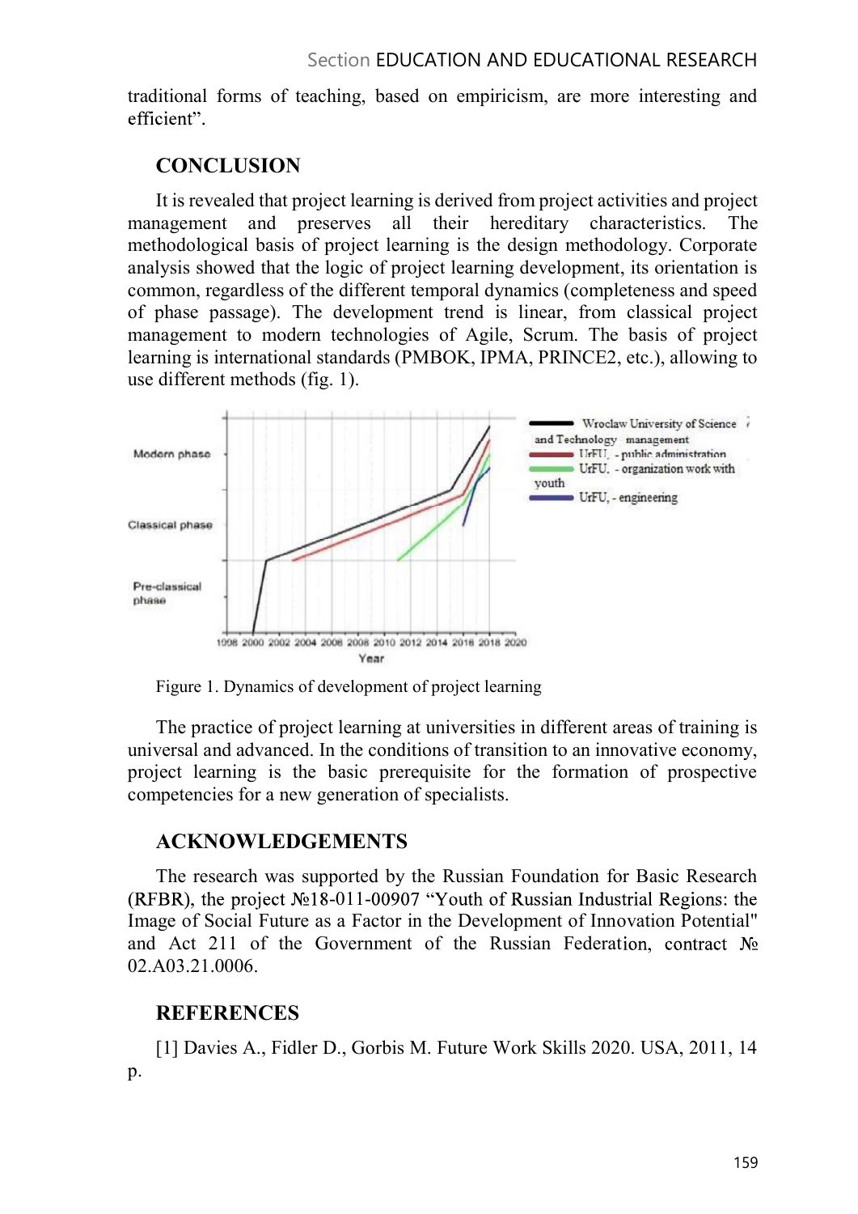traditional forms of teaching, based on empiricism, are more interesting and efficient".

## CONCLUSION

It is revealed that project learning is derived from project activities and project management and preserves all their hereditary characteristics. The methodological basis of project learning is the design methodology. Corporate analysis showed that the logic of project learning development, its orientation is common, regardless of the different temporal dynamics (completeness and speed of phase passage). The development trend is linear, from classical project management to modern technologies of Agile, Scrum. The basis of project learning is international standards (PMBOK, IPMA, PRINCE2, etc.), allowing to use different methods (fig. 1).

Figure 1. Dynamics of development of project learning

The practice of project learning at universities in different areas of training is universal and advanced. In the conditions of transition to an innovative economy, project learning is the basic prerequisite for the formation of prospective competencies for a new generation of specialists.

## ACKNOWLEDGEMENTS

The research was supported by the Russian Foundation for Basic Research (RFBR), the project №18-011-00907 "Youth of Russian Industrial Regions: the Image of Social Future as a Factor in the Development of Innovation Potential" and Act 211 of the Government of the Russian Federation, contract № 02.A03.21.0006.

## REFERENCES

[1] Davies A., Fidler D., Gorbis M. Future Work Skills 2020. USA, 2011, 14 p.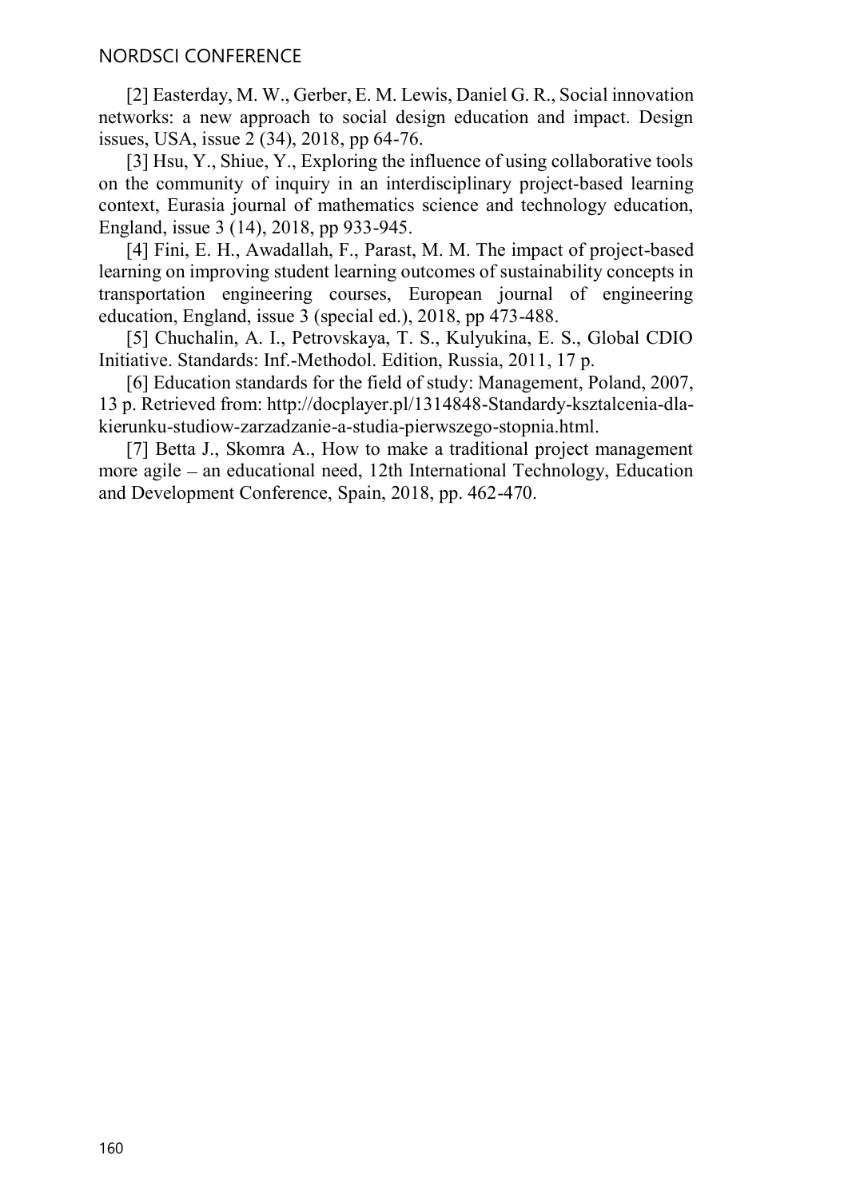[2] Easterday, M. W., Gerber, E. M. Lewis, Daniel G. R., Social innovation networks: a new approach to social design education and impact. Design issues, USA, issue 2 (34), 2018, pp 64-76.

[3] Hsu, Y., Shiue, Y., Exploring the influence of using collaborative tools on the community of inquiry in an interdisciplinary project-based learning context, Eurasia journal of mathematics science and technology education, England, issue 3 (14), 2018, pp 933-945.

[4] Fini, E. H., Awadallah, F., Parast, M. M. The impact of project-based learning on improving student learning outcomes of sustainability concepts in transportation engineering courses, European journal of engineering education, England, issue 3 (special ed.), 2018, pp 473-488.

[5] Chuchalin, A. I., Petrovskaya, T. S., Kulyukina, E. S., Global CDIO Initiative. Standards: Inf.-Methodol. Edition, Russia, 2011, 17 p.

[6] Education standards for the field of study: Management, Poland, 2007, 13 p. Retrieved from: http://docplayer.pl/1314848-Standardy-ksztalcenia-dla-kierunku-studiow-zarzadzanie-a-studia-pierwszego-stopnia.html.

[7] Betta J., Skomra A., How to make a traditional project management more agile – an educational need, 12th International Technology, Education and Development Conference, Spain, 2018, pp. 462-470.